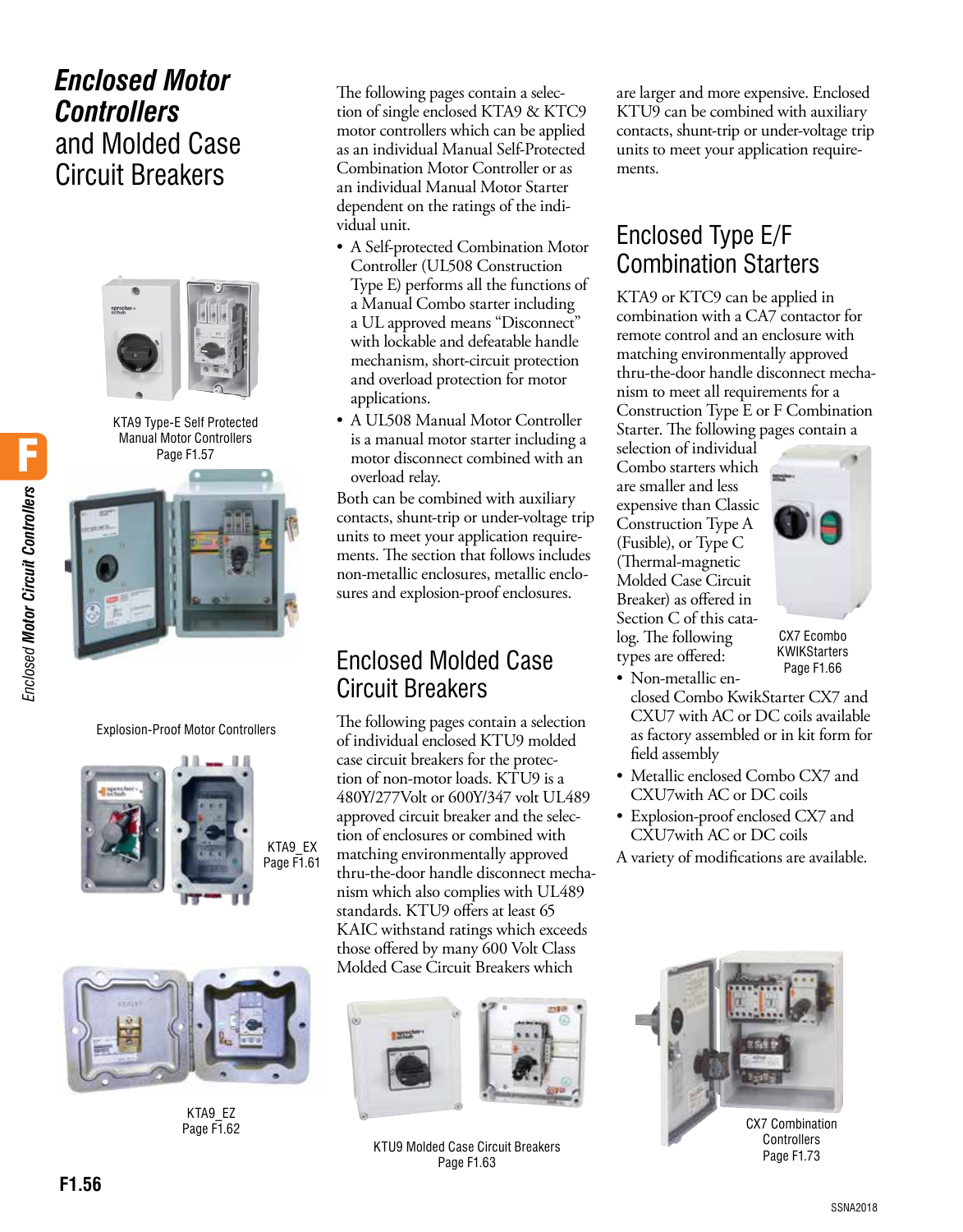# ***Enclosed Motor Controllers*** and Molded Case Circuit Breakers

KTA9 Type-E Self Protected Manual Motor Controllers
Page F1.57

Explosion-Proof Motor Controllers

KTA9_EX
Page F1.61

KTA9_EZ
Page F1.62

The following pages contain a selection of single enclosed KTA9 & KTC9 motor controllers which can be applied as an individual Manual Self-Protected Combination Motor Controller or as an individual Manual Motor Starter dependent on the ratings of the individual unit.

- A Self-protected Combination Motor Controller (UL508 Construction Type E) performs all the functions of a Manual Combo starter including a UL approved means "Disconnect" with lockable and defeatable handle mechanism, short-circuit protection and overload protection for motor applications.
- A UL508 Manual Motor Controller is a manual motor starter including a motor disconnect combined with an overload relay.

Both can be combined with auxiliary contacts, shunt-trip or under-voltage trip units to meet your application requirements. The section that follows includes non-metallic enclosures, metallic enclosures and explosion-proof enclosures.

## Enclosed Molded Case Circuit Breakers

The following pages contain a selection of individual enclosed KTU9 molded case circuit breakers for the protection of non-motor loads. KTU9 is a 480Y/277Volt or 600Y/347 volt UL489 approved circuit breaker and the selection of enclosures or combined with matching environmentally approved thru-the-door handle disconnect mechanism which also complies with UL489 standards. KTU9 offers at least 65 KAIC withstand ratings which exceeds those offered by many 600 Volt Class Molded Case Circuit Breakers which are larger and more expensive. Enclosed KTU9 can be combined with auxiliary contacts, shunt-trip or under-voltage trip units to meet your application requirements.

KTU9 Molded Case Circuit Breakers
Page F1.63

## Enclosed Type E/F Combination Starters

KTA9 or KTC9 can be applied in combination with a CA7 contactor for remote control and an enclosure with matching environmentally approved thru-the-door handle disconnect mechanism to meet all requirements for a Construction Type E or F Combination Starter. The following pages contain a selection of individual Combo starters which are smaller and less expensive than Classic Construction Type A (Fusible), or Type C (Thermal-magnetic Molded Case Circuit Breaker) as offered in Section C of this catalog. The following types are offered:

- Non-metallic enclosed Combo KwikStarter CX7 and CXU7 with AC or DC coils available as factory assembled or in kit form for field assembly
- Metallic enclosed Combo CX7 and CXU7with AC or DC coils
- Explosion-proof enclosed CX7 and CXU7with AC or DC coils

A variety of modifications are available.

CX7 Ecombo KWIKStarters
Page F1.66

CX7 Combination Controllers
Page F1.73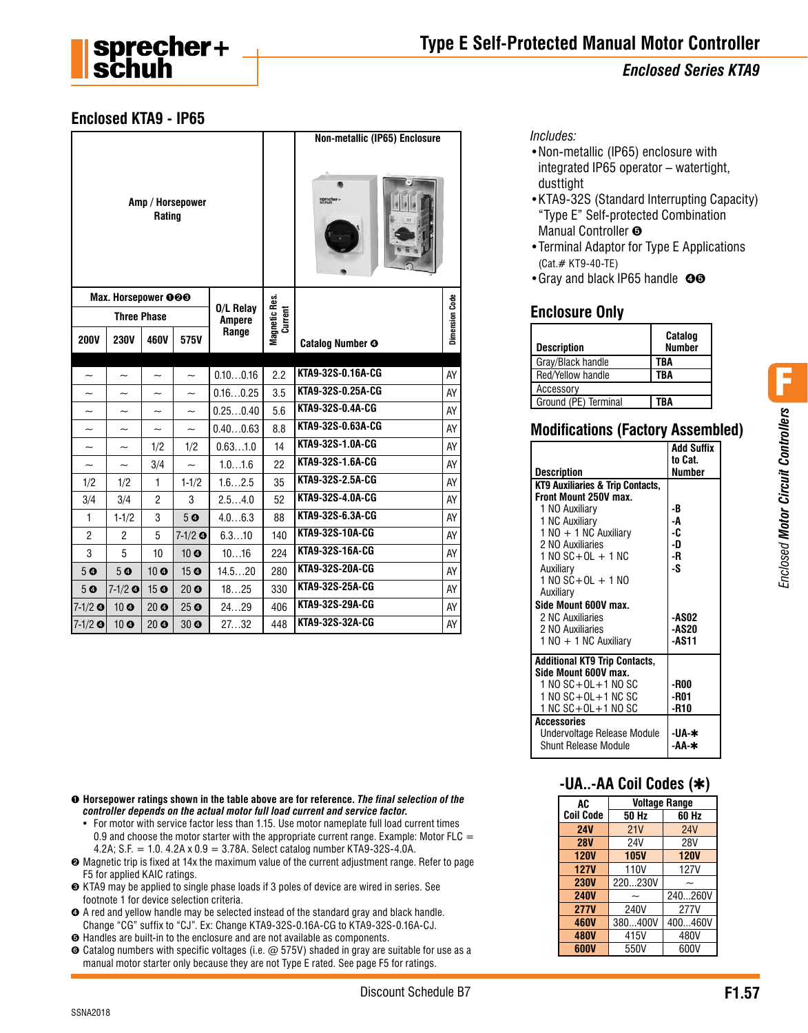# Type E Self-Protected Manual Motor Controller

## Enclosed Series KTA9

## Enclosed KTA9 - IP65

| Max. Horsepower ❶❷❸ Three Phase 200V | 230V | 460V | 575V | O/L Relay Ampere Range | Magnetic Res. Current | Catalog Number ❹ (Non-metallic (IP65) Enclosure) | Dimension Code |
|---|---|---|---|---|---|---|---|
| ~ | ~ | ~ | ~ | 0.10…0.16 | 2.2 | KTA9-32S-0.16A-CG | AY |
| ~ | ~ | ~ | ~ | 0.16…0.25 | 3.5 | KTA9-32S-0.25A-CG | AY |
| ~ | ~ | ~ | ~ | 0.25…0.40 | 5.6 | KTA9-32S-0.4A-CG | AY |
| ~ | ~ | ~ | ~ | 0.40…0.63 | 8.8 | KTA9-32S-0.63A-CG | AY |
| ~ | ~ | 1/2 | 1/2 | 0.63…1.0 | 14 | KTA9-32S-1.0A-CG | AY |
| ~ | ~ | 3/4 | ~ | 1.0…1.6 | 22 | KTA9-32S-1.6A-CG | AY |
| 1/2 | 1/2 | 1 | 1-1/2 | 1.6…2.5 | 35 | KTA9-32S-2.5A-CG | AY |
| 3/4 | 3/4 | 2 | 3 | 2.5…4.0 | 52 | KTA9-32S-4.0A-CG | AY |
| 1 | 1-1/2 | 3 | 5 ❻ | 4.0…6.3 | 88 | KTA9-32S-6.3A-CG | AY |
| 2 | 2 | 5 | 7-1/2 ❻ | 6.3…10 | 140 | KTA9-32S-10A-CG | AY |
| 3 | 5 | 10 | 10 ❻ | 10…16 | 224 | KTA9-32S-16A-CG | AY |
| 5 ❻ | 5 ❻ | 10 ❻ | 15 ❻ | 14.5…20 | 280 | KTA9-32S-20A-CG | AY |
| 5 ❻ | 7-1/2 ❻ | 15 ❻ | 20 ❻ | 18…25 | 330 | KTA9-32S-25A-CG | AY |
| 7-1/2 ❻ | 10 ❻ | 20 ❻ | 25 ❻ | 24…29 | 406 | KTA9-32S-29A-CG | AY |
| 7-1/2 ❻ | 10 ❻ | 20 ❻ | 30 ❻ | 27…32 | 448 | KTA9-32S-32A-CG | AY |

*Includes:*

- Non-metallic (IP65) enclosure with integrated IP65 operator – watertight, dusttight
- KTA9-32S (Standard Interrupting Capacity) "Type E" Self-protected Combination Manual Controller ❺
- Terminal Adaptor for Type E Applications (Cat.# KT9-40-TE)
- Gray and black IP65 handle ❹❺

## Enclosure Only

| Description | Catalog Number |
|---|---|
| Gray/Black handle | TBA |
| Red/Yellow handle | TBA |
| Accessory | |
| Ground (PE) Terminal | TBA |

## Modifications (Factory Assembled)

| Description | Add Suffix to Cat. Number |
|---|---|
| **KT9 Auxiliaries & Trip Contacts, Front Mount 250V max.** | |
| 1 NO Auxiliary | -B |
| 1 NC Auxiliary | -A |
| 1 NO + 1 NC Auxiliary | -C |
| 2 NO Auxiliaries | -D |
| 1 NO SC+OL + 1 NC Auxiliary | -R |
| 1 NC SC+OL + 1 NO Auxiliary | -S |
| **Side Mount 600V max.** | |
| 2 NC Auxiliaries | -AS02 |
| 2 NO Auxiliaries | -AS20 |
| 1 NO + 1 NC Auxiliary | -AS11 |
| **Additional KT9 Trip Contacts, Side Mount 600V max.** | |
| 1 NO SC+OL+1 NO SC | -R00 |
| 1 NO SC+OL+1 NC SC | -R01 |
| 1 NC SC+OL+1 NO SC | -R10 |
| **Accessories** | |
| Undervoltage Release Module | -UA-✱ |
| Shunt Release Module | -AA-✱ |

## -UA..-AA Coil Codes (✱)

| AC Coil Code | Voltage Range 50 Hz | 60 Hz |
|---|---|---|
| **24V** | 21V | 24V |
| **28V** | 24V | 28V |
| **120V** | **105V** | **120V** |
| **127V** | 110V | 127V |
| **230V** | 220...230V | ~ |
| **240V** | ~ | 240...260V |
| **277V** | 240V | 277V |
| **460V** | 380...400V | 400...460V |
| **480V** | 415V | 480V |
| **600V** | 550V | 600V |

❶ **Horsepower ratings shown in the table above are for reference.** ***The final selection of the controller depends on the actual motor full load current and service factor.***

- For motor with service factor less than 1.15. Use motor nameplate full load current times 0.9 and choose the motor starter with the appropriate current range. Example: Motor FLC = 4.2A; S.F. = 1.0. 4.2A x 0.9 = 3.78A. Select catalog number KTA9-32S-4.0A.

❷ Magnetic trip is fixed at 14x the maximum value of the current adjustment range. Refer to page F5 for applied KAIC ratings.

❸ KTA9 may be applied to single phase loads if 3 poles of device are wired in series. See footnote 1 for device selection criteria.

❹ A red and yellow handle may be selected instead of the standard gray and black handle. Change "CG" suffix to "CJ". Ex: Change KTA9-32S-0.16A-CG to KTA9-32S-0.16A-CJ.

❺ Handles are built-in to the enclosure and are not available as components.

❻ Catalog numbers with specific voltages (i.e. @ 575V) shaded in gray are suitable for use as a manual motor starter only because they are not Type E rated. See page F5 for ratings.

Discount Schedule B7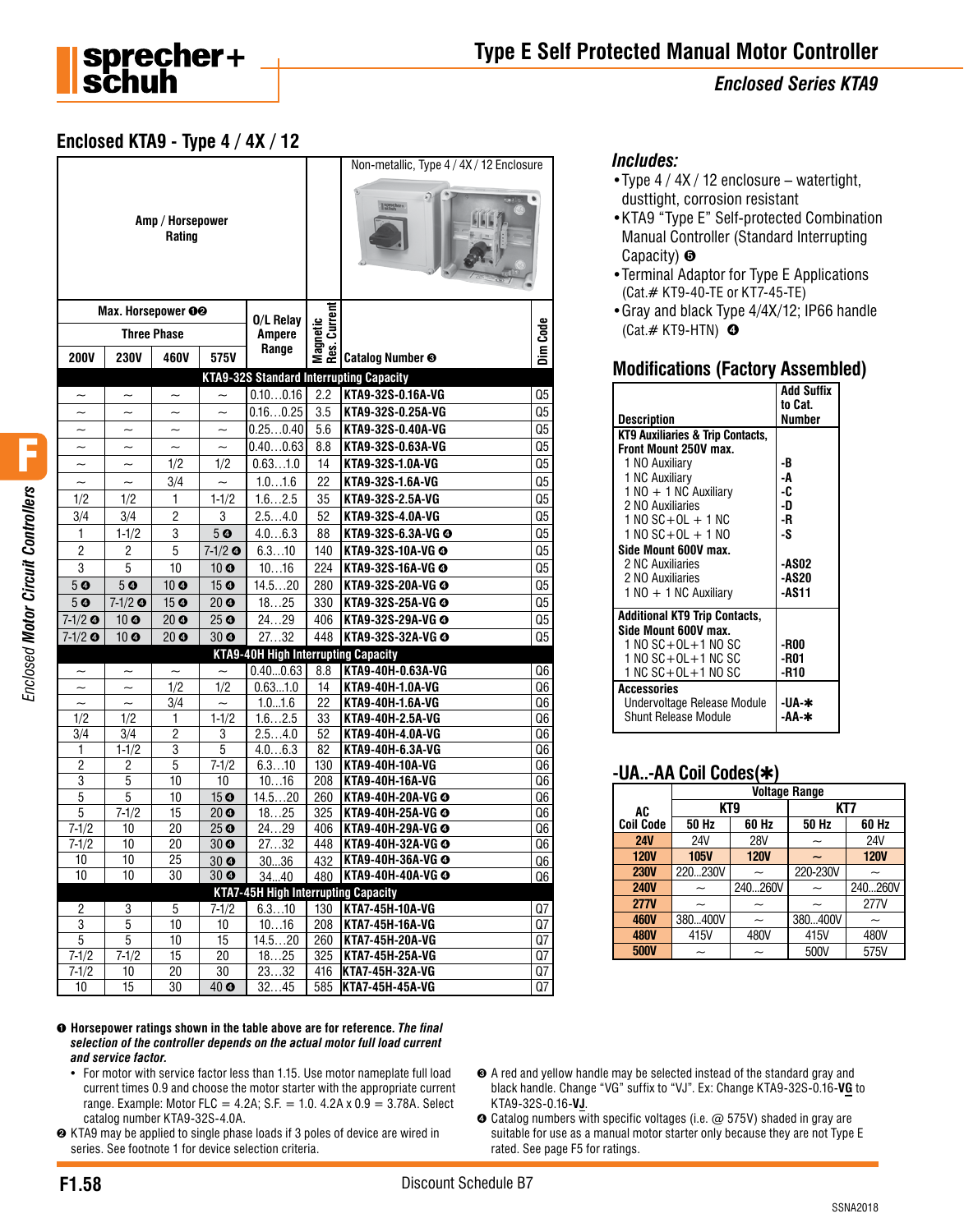# Type E Self Protected Manual Motor Controller

## *Enclosed Series KTA9*

## Enclosed KTA9 - Type 4 / 4X / 12

| Max. Horsepower ❶❷ Three Phase 200V | 230V | 460V | 575V | O/L Relay Ampere Range | Magnetic Res. Current | Catalog Number ❸ | Dim Code |
|---|---|---|---|---|---|---|---|
| **KTA9-32S Standard Interrupting Capacity** | | | | | | | |
| ~ | ~ | ~ | ~ | 0.10…0.16 | 2.2 | KTA9-32S-0.16A-VG | Q5 |
| ~ | ~ | ~ | ~ | 0.16…0.25 | 3.5 | KTA9-32S-0.25A-VG | Q5 |
| ~ | ~ | ~ | ~ | 0.25…0.40 | 5.6 | KTA9-32S-0.40A-VG | Q5 |
| ~ | ~ | ~ | ~ | 0.40…0.63 | 8.8 | KTA9-32S-0.63A-VG | Q5 |
| ~ | ~ | 1/2 | 1/2 | 0.63…1.0 | 14 | KTA9-32S-1.0A-VG | Q5 |
| ~ | ~ | 3/4 | ~ | 1.0…1.6 | 22 | KTA9-32S-1.6A-VG | Q5 |
| 1/2 | 1/2 | 1 | 1-1/2 | 1.6…2.5 | 35 | KTA9-32S-2.5A-VG | Q5 |
| 3/4 | 3/4 | 2 | 3 | 2.5…4.0 | 52 | KTA9-32S-4.0A-VG | Q5 |
| 1 | 1-1/2 | 3 | 5 ❹ | 4.0…6.3 | 88 | KTA9-32S-6.3A-VG ❹ | Q5 |
| 2 | 2 | 5 | 7-1/2 ❹ | 6.3…10 | 140 | KTA9-32S-10A-VG ❹ | Q5 |
| 3 | 5 | 10 | 10 ❹ | 10…16 | 224 | KTA9-32S-16A-VG ❹ | Q5 |
| 5 ❹ | 5 ❹ | 10 ❹ | 15 ❹ | 14.5…20 | 280 | KTA9-32S-20A-VG ❹ | Q5 |
| 5 ❹ | 7-1/2 ❹ | 15 ❹ | 20 ❹ | 18…25 | 330 | KTA9-32S-25A-VG ❹ | Q5 |
| 7-1/2 ❹ | 10 ❹ | 20 ❹ | 25 ❹ | 24…29 | 406 | KTA9-32S-29A-VG ❹ | Q5 |
| 7-1/2 ❹ | 10 ❹ | 20 ❹ | 30 ❹ | 27…32 | 448 | KTA9-32S-32A-VG ❹ | Q5 |
| **KTA9-40H High Interrupting Capacity** | | | | | | | |
| ~ | ~ | ~ | ~ | 0.40…0.63 | 8.8 | KTA9-40H-0.63A-VG | Q6 |
| ~ | ~ | 1/2 | 1/2 | 0.63…1.0 | 14 | KTA9-40H-1.0A-VG | Q6 |
| ~ | ~ | 3/4 | ~ | 1.0…1.6 | 22 | KTA9-40H-1.6A-VG | Q6 |
| 1/2 | 1/2 | 1 | 1-1/2 | 1.6…2.5 | 33 | KTA9-40H-2.5A-VG | Q6 |
| 3/4 | 3/4 | 2 | 3 | 2.5…4.0 | 52 | KTA9-40H-4.0A-VG | Q6 |
| 1 | 1-1/2 | 3 | 5 | 4.0…6.3 | 82 | KTA9-40H-6.3A-VG | Q6 |
| 2 | 2 | 5 | 7-1/2 | 6.3…10 | 130 | KTA9-40H-10A-VG | Q6 |
| 3 | 5 | 10 | 10 | 10…16 | 208 | KTA9-40H-16A-VG | Q6 |
| 5 | 5 | 10 | 15 ❹ | 14.5…20 | 260 | KTA9-40H-20A-VG ❹ | Q6 |
| 5 | 7-1/2 | 15 | 20 ❹ | 18…25 | 325 | KTA9-40H-25A-VG ❹ | Q6 |
| 7-1/2 | 10 | 20 | 25 ❹ | 24…29 | 406 | KTA9-40H-29A-VG ❹ | Q6 |
| 7-1/2 | 10 | 20 | 30 ❹ | 27…32 | 448 | KTA9-40H-32A-VG ❹ | Q6 |
| 10 | 10 | 25 | 30 ❹ | 30…36 | 432 | KTA9-40H-36A-VG ❹ | Q6 |
| 10 | 10 | 30 | 30 ❹ | 34…40 | 480 | KTA9-40H-40A-VG ❹ | Q6 |
| **KTA7-45H High Interrupting Capacity** | | | | | | | |
| 2 | 3 | 5 | 7-1/2 | 6.3…10 | 130 | KTA7-45H-10A-VG | Q7 |
| 3 | 5 | 10 | 10 | 10…16 | 208 | KTA7-45H-16A-VG | Q7 |
| 5 | 5 | 10 | 15 | 14.5…20 | 260 | KTA7-45H-20A-VG | Q7 |
| 7-1/2 | 7-1/2 | 15 | 20 | 18…25 | 325 | KTA7-45H-25A-VG | Q7 |
| 7-1/2 | 10 | 20 | 30 | 23…32 | 416 | KTA7-45H-32A-VG | Q7 |
| 10 | 15 | 30 | 40 ❹ | 32…45 | 585 | KTA7-45H-45A-VG | Q7 |

Non-metallic, Type 4 / 4X / 12 Enclosure

## *Includes:*

- Type 4 / 4X / 12 enclosure – watertight, dusttight, corrosion resistant
- KTA9 "Type E" Self-protected Combination Manual Controller (Standard Interrupting Capacity) ❺
- Terminal Adaptor for Type E Applications (Cat.# KT9-40-TE or KT7-45-TE)
- Gray and black Type 4/4X/12; IP66 handle (Cat.# KT9-HTN) ❹

## Modifications (Factory Assembled)

| Description | Add Suffix to Cat. Number |
|---|---|
| **KT9 Auxiliaries & Trip Contacts, Front Mount 250V max.** | |
| 1 NO Auxiliary | -B |
| 1 NC Auxiliary | -A |
| 1 NO + 1 NC Auxiliary | -C |
| 2 NO Auxiliaries | -D |
| 1 NO SC+OL + 1 NC | -R |
| 1 NC SC+OL + 1 NO | -S |
| **Side Mount 600V max.** | |
| 2 NC Auxiliaries | -AS02 |
| 2 NO Auxiliaries | -AS20 |
| 1 NO + 1 NC Auxiliary | -AS11 |
| **Additional KT9 Trip Contacts, Side Mount 600V max.** | |
| 1 NO SC+OL+1 NO SC | -R00 |
| 1 NO SC+OL+1 NC SC | -R01 |
| 1 NC SC+OL+1 NO SC | -R10 |
| **Accessories** | |
| Undervoltage Release Module | -UA-✱ |
| Shunt Release Module | -AA-✱ |

## -UA..-AA Coil Codes(✱)

| AC Coil Code | KT9 50 Hz | KT9 60 Hz | KT7 50 Hz | KT7 60 Hz |
|---|---|---|---|---|
| **24V** | 24V | 28V | ~ | 24V |
| **120V** | **105V** | **120V** | **~** | **120V** |
| **230V** | 220…230V | ~ | 220-230V | ~ |
| **240V** | ~ | 240…260V | ~ | 240…260V |
| **277V** | ~ | ~ | ~ | 277V |
| **460V** | 380…400V | ~ | 380…400V | ~ |
| **480V** | 415V | 480V | 415V | 480V |
| **500V** | ~ | ~ | 500V | 575V |

❶ **Horsepower ratings shown in the table above are for reference.** ***The final selection of the controller depends on the actual motor full load current and service factor.***

- For motor with service factor less than 1.15. Use motor nameplate full load current times 0.9 and choose the motor starter with the appropriate current range. Example: Motor FLC = 4.2A; S.F. = 1.0. 4.2A x 0.9 = 3.78A. Select catalog number KTA9-32S-4.0A.

❷ KTA9 may be applied to single phase loads if 3 poles of device are wired in series. See footnote 1 for device selection criteria.

❸ A red and yellow handle may be selected instead of the standard gray and black handle. Change "VG" suffix to "VJ". Ex: Change KTA9-32S-0.16-**VG** to KTA9-32S-0.16-**VJ**.

❹ Catalog numbers with specific voltages (i.e. @ 575V) shaded in gray are suitable for use as a manual motor starter only because they are not Type E rated. See page F5 for ratings.

Discount Schedule B7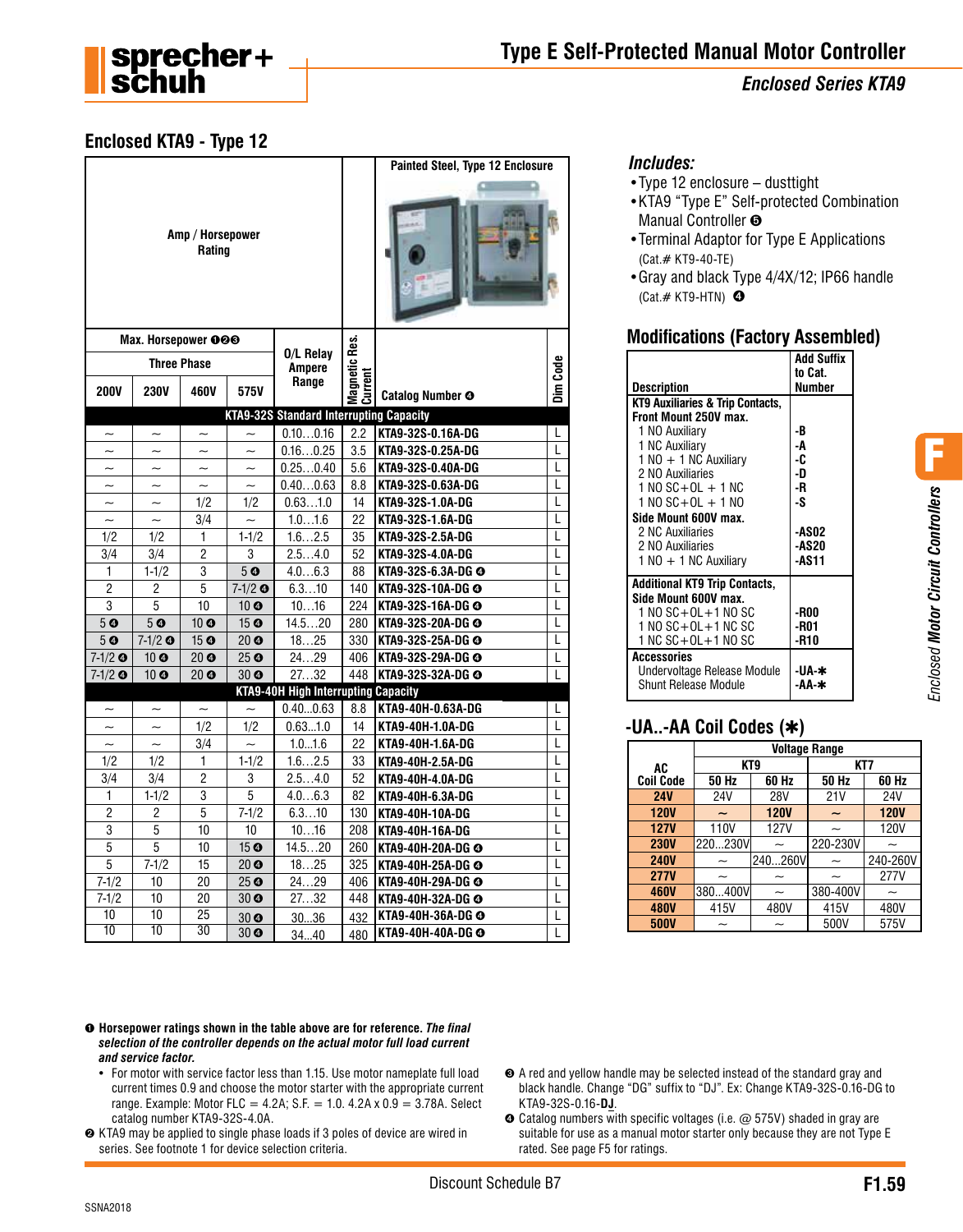# Type E Self-Protected Manual Motor Controller

*Enclosed Series KTA9*

## Enclosed KTA9 - Type 12

| Max. Horsepower ❶❷❸ Three Phase 200V | 230V | 460V | 575V | O/L Relay Ampere Range | Magnetic Res. Current | Catalog Number ❹ | Dim Code |
|---|---|---|---|---|---|---|---|
| **KTA9-32S Standard Interrupting Capacity** | | | | | | | |
| ~ | ~ | ~ | ~ | 0.10…0.16 | 2.2 | KTA9-32S-0.16A-DG | L |
| ~ | ~ | ~ | ~ | 0.16…0.25 | 3.5 | KTA9-32S-0.25A-DG | L |
| ~ | ~ | ~ | ~ | 0.25…0.40 | 5.6 | KTA9-32S-0.40A-DG | L |
| ~ | ~ | ~ | ~ | 0.40…0.63 | 8.8 | KTA9-32S-0.63A-DG | L |
| ~ | ~ | 1/2 | 1/2 | 0.63…1.0 | 14 | KTA9-32S-1.0A-DG | L |
| ~ | ~ | 3/4 | ~ | 1.0…1.6 | 22 | KTA9-32S-1.6A-DG | L |
| 1/2 | 1/2 | 1 | 1-1/2 | 1.6…2.5 | 35 | KTA9-32S-2.5A-DG | L |
| 3/4 | 3/4 | 2 | 3 | 2.5…4.0 | 52 | KTA9-32S-4.0A-DG | L |
| 1 | 1-1/2 | 3 | 5 ❹ | 4.0…6.3 | 88 | KTA9-32S-6.3A-DG ❹ | L |
| 2 | 2 | 5 | 7-1/2 ❹ | 6.3…10 | 140 | KTA9-32S-10A-DG ❹ | L |
| 3 | 5 | 10 | 10 ❹ | 10…16 | 224 | KTA9-32S-16A-DG ❹ | L |
| 5 ❹ | 5 ❹ | 10 ❹ | 15 ❹ | 14.5…20 | 280 | KTA9-32S-20A-DG ❹ | L |
| 5 ❹ | 7-1/2 ❹ | 15 ❹ | 20 ❹ | 18…25 | 330 | KTA9-32S-25A-DG ❹ | L |
| 7-1/2 ❹ | 10 ❹ | 20 ❹ | 25 ❹ | 24…29 | 406 | KTA9-32S-29A-DG ❹ | L |
| 7-1/2 ❹ | 10 ❹ | 20 ❹ | 30 ❹ | 27…32 | 448 | KTA9-32S-32A-DG ❹ | L |
| **KTA9-40H High Interrupting Capacity** | | | | | | | |
| ~ | ~ | ~ | ~ | 0.40…0.63 | 8.8 | KTA9-40H-0.63A-DG | L |
| ~ | ~ | 1/2 | 1/2 | 0.63…1.0 | 14 | KTA9-40H-1.0A-DG | L |
| ~ | ~ | 3/4 | ~ | 1.0…1.6 | 22 | KTA9-40H-1.6A-DG | L |
| 1/2 | 1/2 | 1 | 1-1/2 | 1.6…2.5 | 33 | KTA9-40H-2.5A-DG | L |
| 3/4 | 3/4 | 2 | 3 | 2.5…4.0 | 52 | KTA9-40H-4.0A-DG | L |
| 1 | 1-1/2 | 3 | 5 | 4.0…6.3 | 82 | KTA9-40H-6.3A-DG | L |
| 2 | 2 | 5 | 7-1/2 | 6.3…10 | 130 | KTA9-40H-10A-DG | L |
| 3 | 5 | 10 | 10 | 10…16 | 208 | KTA9-40H-16A-DG | L |
| 5 | 5 | 10 | 15 ❹ | 14.5…20 | 260 | KTA9-40H-20A-DG ❹ | L |
| 5 | 7-1/2 | 15 | 20 ❹ | 18…25 | 325 | KTA9-40H-25A-DG ❹ | L |
| 7-1/2 | 10 | 20 | 25 ❹ | 24…29 | 406 | KTA9-40H-29A-DG ❹ | L |
| 7-1/2 | 10 | 20 | 30 ❹ | 27…32 | 448 | KTA9-40H-32A-DG ❹ | L |
| 10 | 10 | 25 | 30 ❹ | 30…36 | 432 | KTA9-40H-36A-DG ❹ | L |
| 10 | 10 | 30 | 30 ❹ | 34…40 | 480 | KTA9-40H-40A-DG ❹ | L |

Amp / Horsepower Rating — Painted Steel, Type 12 Enclosure

### Includes:

- Type 12 enclosure – dusttight
- KTA9 "Type E" Self-protected Combination Manual Controller ❺
- Terminal Adaptor for Type E Applications (Cat.# KT9-40-TE)
- Gray and black Type 4/4X/12; IP66 handle (Cat.# KT9-HTN) ❹

## Modifications (Factory Assembled)

| Description | Add Suffix to Cat. Number |
|---|---|
| **KT9 Auxiliaries & Trip Contacts, Front Mount 250V max.** | |
| 1 NO Auxiliary | -B |
| 1 NC Auxiliary | -A |
| 1 NO + 1 NC Auxiliary | -C |
| 2 NO Auxiliaries | -D |
| 1 NO SC+OL + 1 NC | -R |
| 1 NO SC+OL + 1 NO | -S |
| **Side Mount 600V max.** | |
| 2 NC Auxiliaries | -AS02 |
| 2 NO Auxiliaries | -AS20 |
| 1 NO + 1 NC Auxiliary | -AS11 |
| **Additional KT9 Trip Contacts, Side Mount 600V max.** | |
| 1 NO SC+OL+1 NO SC | -R00 |
| 1 NO SC+OL+1 NC SC | -R01 |
| 1 NC SC+OL+1 NO SC | -R10 |
| **Accessories** | |
| Undervoltage Release Module | -UA-✱ |
| Shunt Release Module | -AA-✱ |

## -UA..-AA Coil Codes (✱)

| AC Coil Code | KT9 50 Hz | KT9 60 Hz | KT7 50 Hz | KT7 60 Hz |
|---|---|---|---|---|
| **24V** | 24V | 28V | 21V | 24V |
| **120V** | ~ | **120V** | ~ | **120V** |
| **127V** | 110V | 127V | ~ | 120V |
| **230V** | 220…230V | ~ | 220-230V | ~ |
| **240V** | ~ | 240…260V | ~ | 240-260V |
| **277V** | ~ | ~ | ~ | 277V |
| **460V** | 380…400V | ~ | 380-400V | ~ |
| **480V** | 415V | 480V | 415V | 480V |
| **500V** | ~ | ~ | 500V | 575V |

Enclosed Motor Circuit Controllers

❶ **Horsepower ratings shown in the table above are for reference.** ***The final selection of the controller depends on the actual motor full load current and service factor.***

- For motor with service factor less than 1.15. Use motor nameplate full load current times 0.9 and choose the motor starter with the appropriate current range. Example: Motor FLC = 4.2A; S.F. = 1.0. 4.2A x 0.9 = 3.78A. Select catalog number KTA9-32S-4.0A.

❷ KTA9 may be applied to single phase loads if 3 poles of device are wired in series. See footnote 1 for device selection criteria.

❸ A red and yellow handle may be selected instead of the standard gray and black handle. Change "DG" suffix to "DJ". Ex: Change KTA9-32S-0.16-DG to KTA9-32S-0.16-**DJ**.

❹ Catalog numbers with specific voltages (i.e. @ 575V) shaded in gray are suitable for use as a manual motor starter only because they are not Type E rated. See page F5 for ratings.

Discount Schedule B7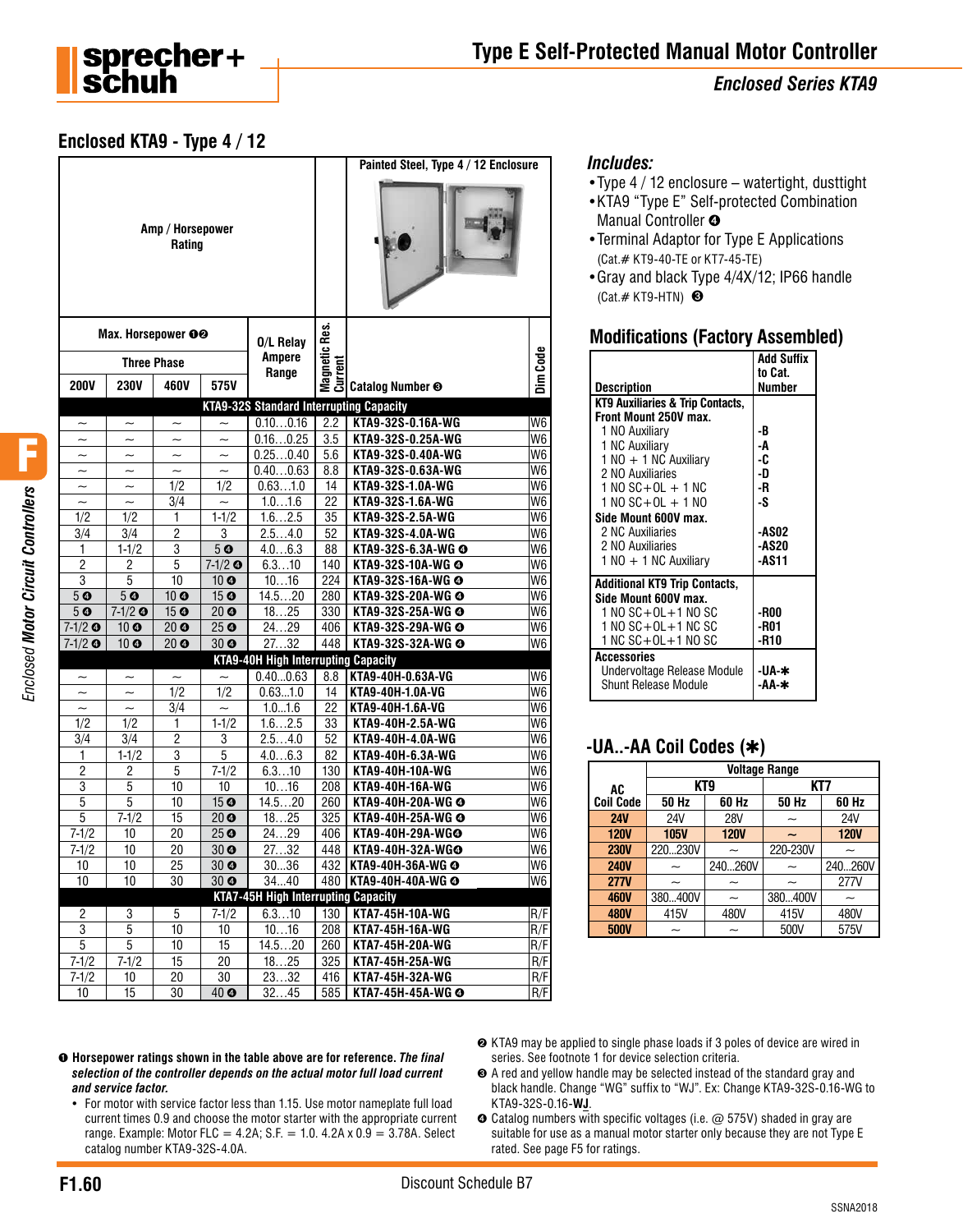# Type E Self-Protected Manual Motor Controller

## Enclosed Series KTA9

## Enclosed KTA9 - Type 4 / 12

| Max. Horsepower ❶❷ Three Phase 200V | 230V | 460V | 575V | O/L Relay Ampere Range | Magnetic Res. Current | Catalog Number ❸ (Painted Steel, Type 4 / 12 Enclosure) | Dim Code |
|---|---|---|---|---|---|---|---|
| **KTA9-32S Standard Interrupting Capacity** | | | | | | | |
| ~ | ~ | ~ | ~ | 0.10…0.16 | 2.2 | KTA9-32S-0.16A-WG | W6 |
| ~ | ~ | ~ | ~ | 0.16…0.25 | 3.5 | KTA9-32S-0.25A-WG | W6 |
| ~ | ~ | ~ | ~ | 0.25…0.40 | 5.6 | KTA9-32S-0.40A-WG | W6 |
| ~ | ~ | ~ | ~ | 0.40…0.63 | 8.8 | KTA9-32S-0.63A-WG | W6 |
| ~ | ~ | 1/2 | 1/2 | 0.63…1.0 | 14 | KTA9-32S-1.0A-WG | W6 |
| ~ | ~ | 3/4 | ~ | 1.0…1.6 | 22 | KTA9-32S-1.6A-WG | W6 |
| 1/2 | 1/2 | 1 | 1-1/2 | 1.6…2.5 | 35 | KTA9-32S-2.5A-WG | W6 |
| 3/4 | 3/4 | 2 | 3 | 2.5…4.0 | 52 | KTA9-32S-4.0A-WG | W6 |
| 1 | 1-1/2 | 3 | 5 ❹ | 4.0…6.3 | 88 | KTA9-32S-6.3A-WG ❹ | W6 |
| 2 | 2 | 5 | 7-1/2 ❹ | 6.3…10 | 140 | KTA9-32S-10A-WG ❹ | W6 |
| 3 | 5 | 10 | 10 ❹ | 10…16 | 224 | KTA9-32S-16A-WG ❹ | W6 |
| 5 ❹ | 5 ❹ | 10 ❹ | 15 ❹ | 14.5…20 | 280 | KTA9-32S-20A-WG ❹ | W6 |
| 5 ❹ | 7-1/2 ❹ | 15 ❹ | 20 ❹ | 18…25 | 330 | KTA9-32S-25A-WG ❹ | W6 |
| 7-1/2 ❹ | 10 ❹ | 20 ❹ | 25 ❹ | 24…29 | 406 | KTA9-32S-29A-WG ❹ | W6 |
| 7-1/2 ❹ | 10 ❹ | 20 ❹ | 30 ❹ | 27…32 | 448 | KTA9-32S-32A-WG ❹ | W6 |
| **KTA9-40H High Interrupting Capacity** | | | | | | | |
| ~ | ~ | ~ | ~ | 0.40…0.63 | 8.8 | KTA9-40H-0.63A-VG | W6 |
| ~ | ~ | 1/2 | 1/2 | 0.63…1.0 | 14 | KTA9-40H-1.0A-VG | W6 |
| ~ | ~ | 3/4 | ~ | 1.0…1.6 | 22 | KTA9-40H-1.6A-VG | W6 |
| 1/2 | 1/2 | 1 | 1-1/2 | 1.6…2.5 | 33 | KTA9-40H-2.5A-WG | W6 |
| 3/4 | 3/4 | 2 | 3 | 2.5…4.0 | 52 | KTA9-40H-4.0A-WG | W6 |
| 1 | 1-1/2 | 3 | 5 | 4.0…6.3 | 82 | KTA9-40H-6.3A-WG | W6 |
| 2 | 2 | 5 | 7-1/2 | 6.3…10 | 130 | KTA9-40H-10A-WG | W6 |
| 3 | 3 | 10 | 10 | 10…16 | 208 | KTA9-40H-16A-WG | W6 |
| 5 | 5 | 10 | 15 ❹ | 14.5…20 | 260 | KTA9-40H-20A-WG ❹ | W6 |
| 5 | 7-1/2 | 15 | 20 ❹ | 18…25 | 325 | KTA9-40H-25A-WG ❹ | W6 |
| 7-1/2 | 10 | 20 | 25 ❹ | 24…29 | 406 | KTA9-40H-29A-WG❹ | W6 |
| 7-1/2 | 10 | 20 | 30 ❹ | 27…32 | 448 | KTA9-40H-32A-WG❹ | W6 |
| 10 | 10 | 25 | 30 ❹ | 30…36 | 432 | KTA9-40H-36A-WG ❹ | W6 |
| 10 | 10 | 30 | 30 ❹ | 34…40 | 480 | KTA9-40H-40A-WG ❹ | W6 |
| **KTA7-45H High Interrupting Capacity** | | | | | | | |
| 2 | 3 | 5 | 7-1/2 | 6.3…10 | 130 | KTA7-45H-10A-WG | R/F |
| 3 | 5 | 10 | 10 | 10…16 | 208 | KTA7-45H-16A-WG | R/F |
| 5 | 5 | 10 | 15 | 14.5…20 | 260 | KTA7-45H-20A-WG | R/F |
| 7-1/2 | 7-1/2 | 15 | 20 | 18…25 | 325 | KTA7-45H-25A-WG | R/F |
| 7-1/2 | 10 | 20 | 30 | 23…32 | 416 | KTA7-45H-32A-WG | R/F |
| 10 | 15 | 30 | 40 ❹ | 32…45 | 585 | KTA7-45H-45A-WG ❹ | R/F |

### *Includes:*

- Type 4 / 12 enclosure – watertight, dusttight
- KTA9 "Type E" Self-protected Combination Manual Controller ❹
- Terminal Adaptor for Type E Applications (Cat.# KT9-40-TE or KT7-45-TE)
- Gray and black Type 4/4X/12; IP66 handle (Cat.# KT9-HTN) ❸

## Modifications (Factory Assembled)

| Description | Add Suffix to Cat. Number |
|---|---|
| **KT9 Auxiliaries & Trip Contacts, Front Mount 250V max.** | |
| 1 NO Auxiliary | -B |
| 1 NC Auxiliary | -A |
| 1 NO + 1 NC Auxiliary | -C |
| 2 NO Auxiliaries | -D |
| 1 NO SC+OL + 1 NC | -R |
| 1 NO SC+OL + 1 NO | -S |
| **Side Mount 600V max.** | |
| 2 NC Auxiliaries | -AS02 |
| 2 NO Auxiliaries | -AS20 |
| 1 NO + 1 NC Auxiliary | -AS11 |
| **Additional KT9 Trip Contacts, Side Mount 600V max.** | |
| 1 NO SC+OL+1 NO SC | -R00 |
| 1 NO SC+OL+1 NC SC | -R01 |
| 1 NC SC+OL+1 NO SC | -R10 |
| **Accessories** | |
| Undervoltage Release Module | -UA-✱ |
| Shunt Release Module | -AA-✱ |

## -UA..-AA Coil Codes (✱)

| AC Coil Code | KT9 50 Hz | KT9 60 Hz | KT7 50 Hz | KT7 60 Hz |
|---|---|---|---|---|
| 24V | 24V | 28V | ~ | 24V |
| 120V | 105V | 120V | ~ | 120V |
| 230V | 220...230V | ~ | 220-230V | ~ |
| 240V | ~ | 240...260V | ~ | 240...260V |
| 277V | ~ | ~ | ~ | 277V |
| 460V | 380...400V | ~ | 380...400V | ~ |
| 480V | 415V | 480V | 415V | 480V |
| 500V | ~ | ~ | 500V | 575V |

❶ **Horsepower ratings shown in the table above are for reference.** ***The final selection of the controller depends on the actual motor full load current and service factor.***

- For motor with service factor less than 1.15. Use motor nameplate full load current times 0.9 and choose the motor starter with the appropriate current range. Example: Motor FLC = 4.2A; S.F. = 1.0. 4.2A x 0.9 = 3.78A. Select catalog number KTA9-32S-4.0A.

❷ KTA9 may be applied to single phase loads if 3 poles of device are wired in series. See footnote 1 for device selection criteria.

❸ A red and yellow handle may be selected instead of the standard gray and black handle. Change "WG" suffix to "WJ". Ex: Change KTA9-32S-0.16-WG to KTA9-32S-0.16-**WJ**.

❹ Catalog numbers with specific voltages (i.e. @ 575V) shaded in gray are suitable for use as a manual motor starter only because they are not Type E rated. See page F5 for ratings.

Discount Schedule B7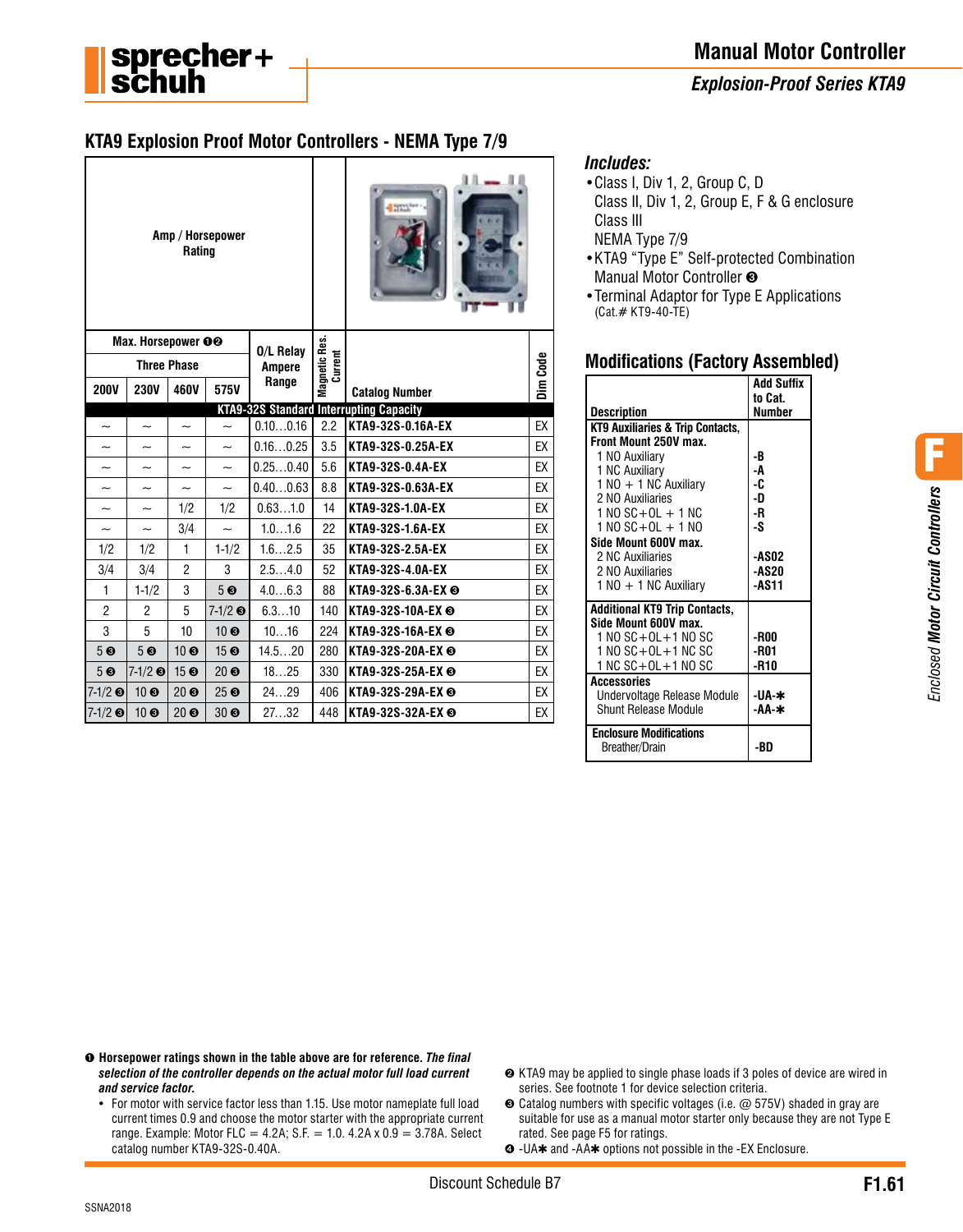# Manual Motor Controller

## Explosion-Proof Series KTA9

## KTA9 Explosion Proof Motor Controllers - NEMA Type 7/9

| Max. Horsepower ❶❷ Three Phase 200V | 230V | 460V | 575V | O/L Relay Ampere Range | Magnetic Res. Current | Catalog Number | Dim Code |
|---|---|---|---|---|---|---|---|
| **KTA9-32S Standard Interrupting Capacity** | | | | | | | |
| ~ | ~ | ~ | ~ | 0.10…0.16 | 2.2 | KTA9-32S-0.16A-EX | EX |
| ~ | ~ | ~ | ~ | 0.16…0.25 | 3.5 | KTA9-32S-0.25A-EX | EX |
| ~ | ~ | ~ | ~ | 0.25…0.40 | 5.6 | KTA9-32S-0.4A-EX | EX |
| ~ | ~ | ~ | ~ | 0.40…0.63 | 8.8 | KTA9-32S-0.63A-EX | EX |
| ~ | ~ | 1/2 | 1/2 | 0.63…1.0 | 14 | KTA9-32S-1.0A-EX | EX |
| ~ | ~ | 3/4 | ~ | 1.0…1.6 | 22 | KTA9-32S-1.6A-EX | EX |
| 1/2 | 1/2 | 1 | 1-1/2 | 1.6…2.5 | 35 | KTA9-32S-2.5A-EX | EX |
| 3/4 | 3/4 | 2 | 3 | 2.5…4.0 | 52 | KTA9-32S-4.0A-EX | EX |
| 1 | 1-1/2 | 3 | 5 ❸ | 4.0…6.3 | 88 | KTA9-32S-6.3A-EX ❸ | EX |
| 2 | 2 | 5 | 7-1/2 ❸ | 6.3…10 | 140 | KTA9-32S-10A-EX ❸ | EX |
| 3 | 5 | 10 | 10 ❸ | 10…16 | 224 | KTA9-32S-16A-EX ❸ | EX |
| 5 ❸ | 5 ❸ | 10 ❸ | 15 ❸ | 14.5…20 | 280 | KTA9-32S-20A-EX ❸ | EX |
| 5 ❸ | 7-1/2 ❸ | 15 ❸ | 20 ❸ | 18…25 | 330 | KTA9-32S-25A-EX ❸ | EX |
| 7-1/2 ❸ | 10 ❸ | 20 ❸ | 25 ❸ | 24…29 | 406 | KTA9-32S-29A-EX ❸ | EX |
| 7-1/2 ❸ | 10 ❸ | 20 ❸ | 30 ❸ | 27…32 | 448 | KTA9-32S-32A-EX ❸ | EX |

### Includes:

- Class I, Div 1, 2, Group C, D
  Class II, Div 1, 2, Group E, F & G enclosure
  Class III
  NEMA Type 7/9
- KTA9 "Type E" Self-protected Combination Manual Motor Controller ❸
- Terminal Adaptor for Type E Applications
  (Cat.# KT9-40-TE)

## Modifications (Factory Assembled)

| Description | Add Suffix to Cat. Number |
|---|---|
| **KT9 Auxiliaries & Trip Contacts, Front Mount 250V max.** | |
| 1 NO Auxiliary | -B |
| 1 NC Auxiliary | -A |
| 1 NO + 1 NC Auxiliary | -C |
| 2 NO Auxiliaries | -D |
| 1 NO SC+OL + 1 NC | -R |
| 1 NO SC+OL + 1 NO | -S |
| **Side Mount 600V max.** | |
| 2 NC Auxiliaries | -AS02 |
| 2 NO Auxiliaries | -AS20 |
| 1 NO + 1 NC Auxiliary | -AS11 |
| **Additional KT9 Trip Contacts, Side Mount 600V max.** | |
| 1 NO SC+OL+1 NO SC | -R00 |
| 1 NO SC+OL+1 NC SC | -R01 |
| 1 NC SC+OL+1 NO SC | -R10 |
| **Accessories** | |
| Undervoltage Release Module | -UA-✱ |
| Shunt Release Module | -AA-✱ |
| **Enclosure Modifications** | |
| Breather/Drain | -BD |

❶ **Horsepower ratings shown in the table above are for reference.** ***The final selection of the controller depends on the actual motor full load current and service factor.***

- For motor with service factor less than 1.15. Use motor nameplate full load current times 0.9 and choose the motor starter with the appropriate current range. Example: Motor FLC = 4.2A; S.F. = 1.0. 4.2A x 0.9 = 3.78A. Select catalog number KTA9-32S-0.40A.

❷ KTA9 may be applied to single phase loads if 3 poles of device are wired in series. See footnote 1 for device selection criteria.

❸ Catalog numbers with specific voltages (i.e. @ 575V) shaded in gray are suitable for use as a manual motor starter only because they are not Type E rated. See page F5 for ratings.

❹ -UA✱ and -AA✱ options not possible in the -EX Enclosure.

Discount Schedule B7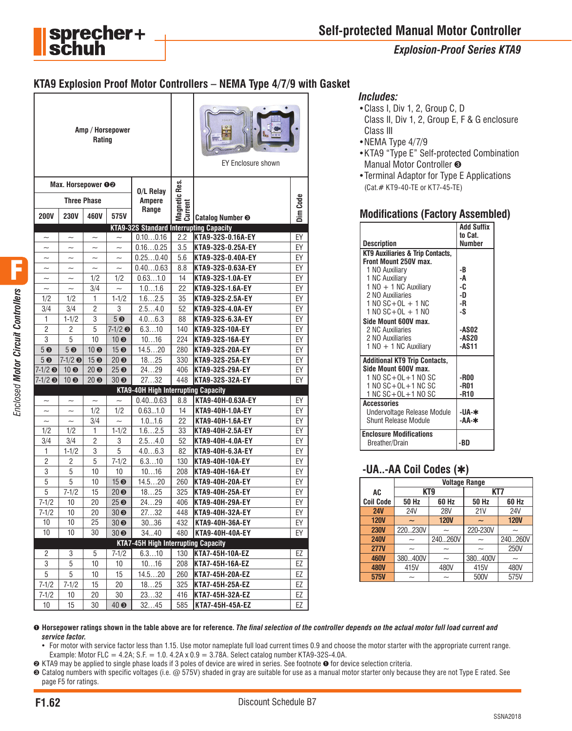# KTA9 Explosion Proof Motor Controllers – NEMA Type 4/7/9 with Gasket

| Max. Horsepower ❶❷ Three Phase 200V | 230V | 460V | 575V | O/L Relay Ampere Range | Magnetic Res. Current | Catalog Number ❸ | Dim Code |
|---|---|---|---|---|---|---|---|
| **KTA9-32S Standard Interrupting Capacity** | | | | | | | |
| ~ | ~ | ~ | ~ | 0.10…0.16 | 2.2 | KTA9-32S-0.16A-EY | EY |
| ~ | ~ | ~ | ~ | 0.16…0.25 | 3.5 | KTA9-32S-0.25A-EY | EY |
| ~ | ~ | ~ | ~ | 0.25…0.40 | 5.6 | KTA9-32S-0.40A-EY | EY |
| ~ | ~ | ~ | ~ | 0.40…0.63 | 8.8 | KTA9-32S-0.63A-EY | EY |
| ~ | ~ | 1/2 | 1/2 | 0.63…1.0 | 14 | KTA9-32S-1.0A-EY | EY |
| ~ | ~ | 3/4 | ~ | 1.0…1.6 | 22 | KTA9-32S-1.6A-EY | EY |
| 1/2 | 1/2 | 1 | 1-1/2 | 1.6…2.5 | 35 | KTA9-32S-2.5A-EY | EY |
| 3/4 | 3/4 | 2 | 3 | 2.5…4.0 | 52 | KTA9-32S-4.0A-EY | EY |
| 1 | 1-1/2 | 3 | 5 ❸ | 4.0…6.3 | 88 | KTA9-32S-6.3A-EY | EY |
| 2 | 2 | 5 | 7-1/2 ❸ | 6.3…10 | 140 | KTA9-32S-10A-EY | EY |
| 3 | 5 | 10 | 10 ❸ | 10…16 | 224 | KTA9-32S-16A-EY | EY |
| 5 ❸ | 5 ❸ | 10 ❸ | 15 ❸ | 14.5…20 | 280 | KTA9-32S-20A-EY | EY |
| 5 ❸ | 7-1/2 ❸ | 15 ❸ | 20 ❸ | 18…25 | 330 | KTA9-32S-25A-EY | EY |
| 7-1/2 ❸ | 10 ❸ | 20 ❸ | 25 ❸ | 24…29 | 406 | KTA9-32S-29A-EY | EY |
| 7-1/2 ❸ | 10 ❸ | 20 ❸ | 30 ❸ | 27…32 | 448 | KTA9-32S-32A-EY | EY |
| **KTA9-40H High Interrupting Capacity** | | | | | | | |
| ~ | ~ | ~ | ~ | 0.40…0.63 | 8.8 | KTA9-40H-0.63A-EY | EY |
| ~ | ~ | 1/2 | 1/2 | 0.63…1.0 | 14 | KTA9-40H-1.0A-EY | EY |
| ~ | ~ | 3/4 | ~ | 1.0…1.6 | 22 | KTA9-40H-1.6A-EY | EY |
| 1/2 | 1/2 | 1 | 1-1/2 | 1.6…2.5 | 33 | KTA9-40H-2.5A-EY | EY |
| 3/4 | 3/4 | 2 | 3 | 2.5…4.0 | 52 | KTA9-40H-4.0A-EY | EY |
| 1 | 1-1/2 | 3 | 5 | 4.0…6.3 | 82 | KTA9-40H-6.3A-EY | EY |
| 2 | 2 | 5 | 7-1/2 | 6.3…10 | 130 | KTA9-40H-10A-EY | EY |
| 3 | 5 | 10 | 10 | 10…16 | 208 | KTA9-40H-16A-EY | EY |
| 5 | 5 | 10 | 15 ❸ | 14.5…20 | 260 | KTA9-40H-20A-EY | EY |
| 5 | 7-1/2 | 15 | 20 ❸ | 18…25 | 325 | KTA9-40H-25A-EY | EY |
| 7-1/2 | 10 | 20 | 25 ❸ | 24…29 | 406 | KTA9-40H-29A-EY | EY |
| 7-1/2 | 10 | 20 | 30 ❸ | 27…32 | 448 | KTA9-40H-32A-EY | EY |
| 10 | 10 | 25 | 30 ❸ | 30…36 | 432 | KTA9-40H-36A-EY | EY |
| 10 | 10 | 30 | 30 ❸ | 34…40 | 480 | KTA9-40H-40A-EY | EY |
| **KTA7-45H High Interrupting Capacity** | | | | | | | |
| 2 | 3 | 5 | 7-1/2 | 6.3…10 | 130 | KTA7-45H-10A-EZ | EZ |
| 3 | 5 | 10 | 10 | 10…16 | 208 | KTA7-45H-16A-EZ | EZ |
| 5 | 5 | 10 | 15 | 14.5…20 | 260 | KTA7-45H-20A-EZ | EZ |
| 7-1/2 | 7-1/2 | 15 | 20 | 18…25 | 325 | KTA7-45H-25A-EZ | EZ |
| 7-1/2 | 10 | 20 | 30 | 23…32 | 416 | KTA7-45H-32A-EZ | EZ |
| 10 | 15 | 30 | 40 ❸ | 32…45 | 585 | KTA7-45H-45A-EZ | EZ |

EY Enclosure shown

## Includes:

- Class I, Div 1, 2, Group C, D
  Class II, Div 1, 2, Group E, F & G enclosure
  Class III
- NEMA Type 4/7/9
- KTA9 "Type E" Self-protected Combination Manual Motor Controller ❸
- Terminal Adaptor for Type E Applications
  (Cat.# KT9-40-TE or KT7-45-TE)

## Modifications (Factory Assembled)

| Description | Add Suffix to Cat. Number |
|---|---|
| **KT9 Auxiliaries & Trip Contacts, Front Mount 250V max.** | |
| 1 NO Auxiliary | -B |
| 1 NC Auxiliary | -A |
| 1 NO + 1 NC Auxiliary | -C |
| 2 NO Auxiliaries | -D |
| 1 NO SC+OL + 1 NC | -R |
| 1 NO SC+OL + 1 NO | -S |
| **Side Mount 600V max.** | |
| 2 NC Auxiliaries | -AS02 |
| 2 NO Auxiliaries | -AS20 |
| 1 NO + 1 NC Auxiliary | -AS11 |
| **Additional KT9 Trip Contacts, Side Mount 600V max.** | |
| 1 NO SC+OL+1 NO SC | -R00 |
| 1 NO SC+OL+1 NC SC | -R01 |
| 1 NC SC+OL+1 NO SC | -R10 |
| **Accessories** | |
| Undervoltage Release Module | -UA-✱ |
| Shunt Release Module | -AA-✱ |
| **Enclosure Modifications** | |
| Breather/Drain | -BD |

## -UA..-AA Coil Codes (✱)

| AC Coil Code | Voltage Range KT9 50 Hz | KT9 60 Hz | KT7 50 Hz | KT7 60 Hz |
|---|---|---|---|---|
| 24V | 24V | 28V | 21V | 24V |
| 120V | ~ | 120V | ~ | 120V |
| 230V | 220…230V | ~ | 220-230V | ~ |
| 240V | ~ | 240…260V | ~ | 240…260V |
| 277V | ~ | ~ | ~ | 250V |
| 460V | 380…400V | ~ | 380…400V | ~ |
| 480V | 415V | 480V | 415V | 480V |
| 575V | ~ | ~ | 500V | 575V |

❶ **Horsepower ratings shown in the table above are for reference.** ***The final selection of the controller depends on the actual motor full load current and service factor.***

- For motor with service factor less than 1.15. Use motor nameplate full load current times 0.9 and choose the motor starter with the appropriate current range. Example: Motor FLC = 4.2A; S.F. = 1.0. 4.2A x 0.9 = 3.78A. Select catalog number KTA9-32S-4.0A.

❷ KTA9 may be applied to single phase loads if 3 poles of device are wired in series. See footnote ❶ for device selection criteria.

❸ Catalog numbers with specific voltages (i.e. @ 575V) shaded in gray are suitable for use as a manual motor starter only because they are not Type E rated. See page F5 for ratings.

Discount Schedule B7